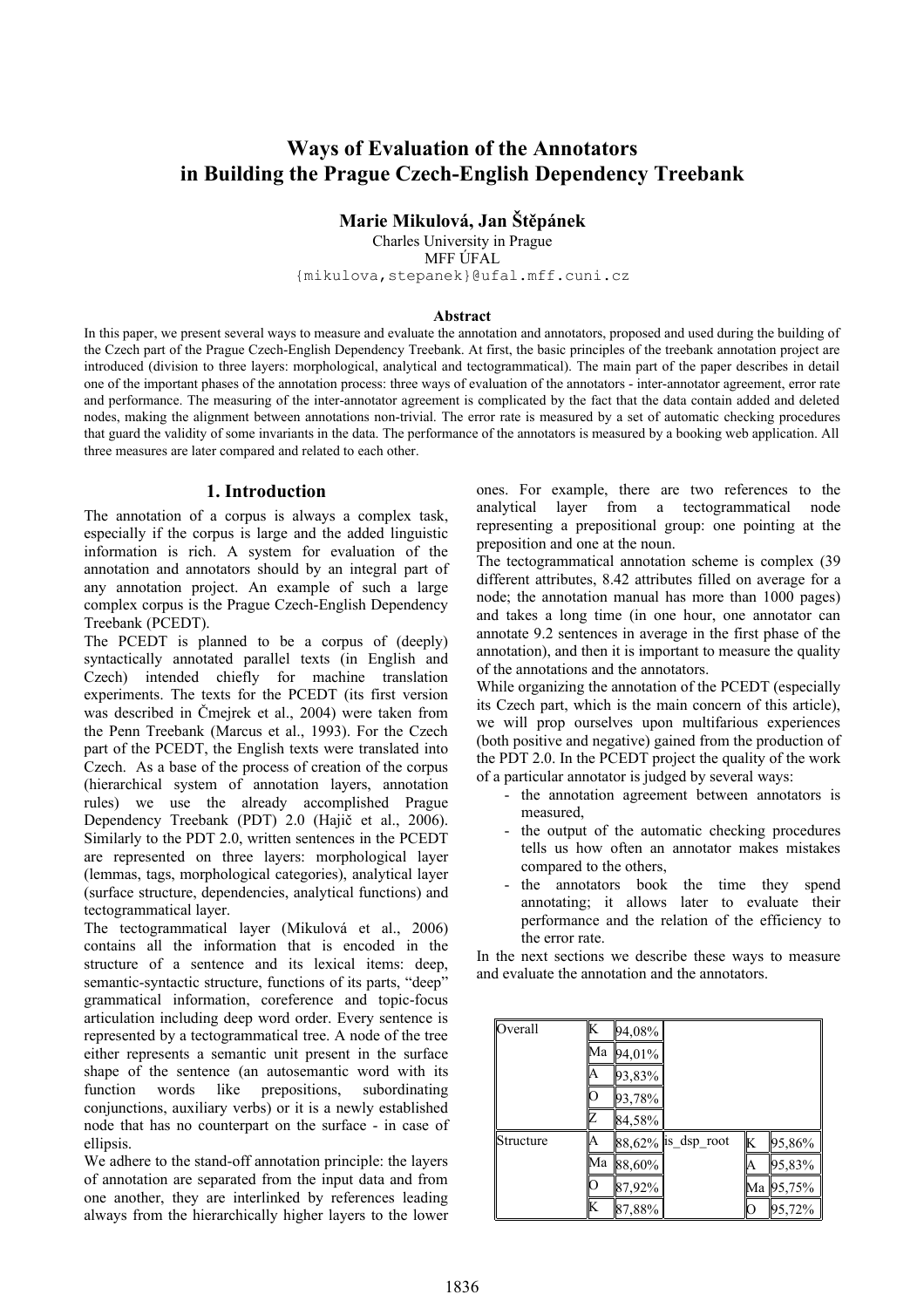# Ways of Evaluation of the Annotators in Building the Prague Czech-English Dependency Treebank

**Marie Mikulová, Jan Štěpánek**

Charles University in Prague
MFF ÚFAL
{mikulova,stepanek}@ufal.mff.cuni.cz

### Abstract

In this paper, we present several ways to measure and evaluate the annotation and annotators, proposed and used during the building of the Czech part of the Prague Czech-English Dependency Treebank. At first, the basic principles of the treebank annotation project are introduced (division to three layers: morphological, analytical and tectogrammatical). The main part of the paper describes in detail one of the important phases of the annotation process: three ways of evaluation of the annotators - inter-annotator agreement, error rate and performance. The measuring of the inter-annotator agreement is complicated by the fact that the data contain added and deleted nodes, making the alignment between annotations non-trivial. The error rate is measured by a set of automatic checking procedures that guard the validity of some invariants in the data. The performance of the annotators is measured by a booking web application. All three measures are later compared and related to each other.

## 1. Introduction

The annotation of a corpus is always a complex task, especially if the corpus is large and the added linguistic information is rich. A system for evaluation of the annotation and annotators should by an integral part of any annotation project. An example of such a large complex corpus is the Prague Czech-English Dependency Treebank (PCEDT).

The PCEDT is planned to be a corpus of (deeply) syntactically annotated parallel texts (in English and Czech) intended chiefly for machine translation experiments. The texts for the PCEDT (its first version was described in Čmejrek et al., 2004) were taken from the Penn Treebank (Marcus et al., 1993). For the Czech part of the PCEDT, the English texts were translated into Czech. As a base of the process of creation of the corpus (hierarchical system of annotation layers, annotation rules) we use the already accomplished Prague Dependency Treebank (PDT) 2.0 (Hajič et al., 2006). Similarly to the PDT 2.0, written sentences in the PCEDT are represented on three layers: morphological layer (lemmas, tags, morphological categories), analytical layer (surface structure, dependencies, analytical functions) and tectogrammatical layer.

The tectogrammatical layer (Mikulová et al., 2006) contains all the information that is encoded in the structure of a sentence and its lexical items: deep, semantic-syntactic structure, functions of its parts, "deep" grammatical information, coreference and topic-focus articulation including deep word order. Every sentence is represented by a tectogrammatical tree. A node of the tree either represents a semantic unit present in the surface shape of the sentence (an autosemantic word with its function words like prepositions, subordinating conjunctions, auxiliary verbs) or it is a newly established node that has no counterpart on the surface - in case of ellipsis.

We adhere to the stand-off annotation principle: the layers of annotation are separated from the input data and from one another, they are interlinked by references leading always from the hierarchically higher layers to the lower ones. For example, there are two references to the analytical layer from a tectogrammatical node representing a prepositional group: one pointing at the preposition and one at the noun.

The tectogrammatical annotation scheme is complex (39 different attributes, 8.42 attributes filled on average for a node; the annotation manual has more than 1000 pages) and takes a long time (in one hour, one annotator can annotate 9.2 sentences in average in the first phase of the annotation), and then it is important to measure the quality of the annotations and the annotators.

While organizing the annotation of the PCEDT (especially its Czech part, which is the main concern of this article), we will prop ourselves upon multifarious experiences (both positive and negative) gained from the production of the PDT 2.0. In the PCEDT project the quality of the work of a particular annotator is judged by several ways:

- the annotation agreement between annotators is measured,
- the output of the automatic checking procedures tells us how often an annotator makes mistakes compared to the others,
- the annotators book the time they spend annotating; it allows later to evaluate their performance and the relation of the efficiency to the error rate.

In the next sections we describe these ways to measure and evaluate the annotation and the annotators.

| | | | | | |
|---|---|---|---|---|---|
| Overall | K | 94,08% | | | |
| | Ma | 94,01% | | | |
| | A | 93,83% | | | |
| | O | 93,78% | | | |
| | Z | 84,58% | | | |
| Structure | A | 88,62% | is_dsp_root | K | 95,86% |
| | Ma | 88,60% | | A | 95,83% |
| | O | 87,92% | | Ma | 95,75% |
| | K | 87,88% | | O | 95,72% |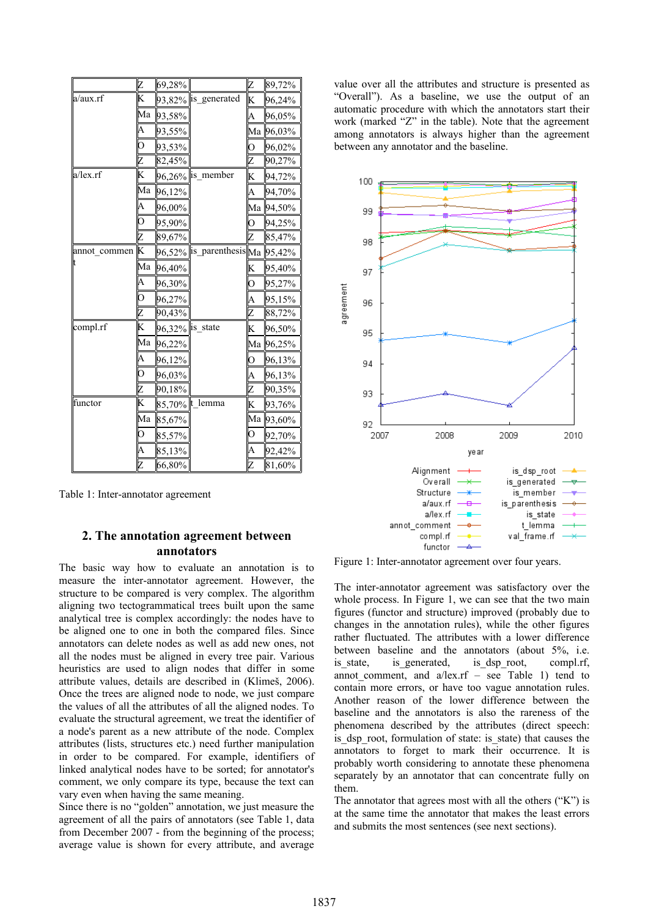| | | | | | |
|---|---|---|---|---|---|
| | Z | 69,28% | | Z | 89,72% |
| a/aux.rf | K | 93,82% | is_generated | K | 96,24% |
| | Ma | 93,58% | | A | 96,05% |
| | A | 93,55% | | Ma | 96,03% |
| | O | 93,53% | | O | 96,02% |
| | Z | 82,45% | | Z | 90,27% |
| a/lex.rf | K | 96,26% | is_member | K | 94,72% |
| | Ma | 96,12% | | A | 94,70% |
| | A | 96,00% | | Ma | 94,50% |
| | O | 95,90% | | O | 94,25% |
| | Z | 89,67% | | Z | 85,47% |
| annot_comment | K | 96,52% | is_parenthesis | Ma | 95,42% |
| | Ma | 96,40% | | K | 95,40% |
| | A | 96,30% | | O | 95,27% |
| | O | 96,27% | | A | 95,15% |
| | Z | 90,43% | | Z | 88,72% |
| compl.rf | K | 96,32% | is_state | K | 96,50% |
| | Ma | 96,22% | | Ma | 96,25% |
| | A | 96,12% | | O | 96,13% |
| | O | 96,03% | | A | 96,13% |
| | Z | 90,18% | | Z | 90,35% |
| functor | K | 85,70% | t_lemma | K | 93,76% |
| | Ma | 85,67% | | Ma | 93,60% |
| | O | 85,57% | | O | 92,70% |
| | A | 85,13% | | A | 92,42% |
| | Z | 66,80% | | Z | 81,60% |

Table 1: Inter-annotator agreement

## 2. The annotation agreement between annotators

The basic way how to evaluate an annotation is to measure the inter-annotator agreement. However, the structure to be compared is very complex. The algorithm aligning two tectogrammatical trees built upon the same analytical tree is complex accordingly: the nodes have to be aligned one to one in both the compared files. Since annotators can delete nodes as well as add new ones, not all the nodes must be aligned in every tree pair. Various heuristics are used to align nodes that differ in some attribute values, details are described in (Klimeš, 2006). Once the trees are aligned node to node, we just compare the values of all the attributes of all the aligned nodes. To evaluate the structural agreement, we treat the identifier of a node's parent as a new attribute of the node. Complex attributes (lists, structures etc.) need further manipulation in order to be compared. For example, identifiers of linked analytical nodes have to be sorted; for annotator's comment, we only compare its type, because the text can vary even when having the same meaning.

Since there is no "golden" annotation, we just measure the agreement of all the pairs of annotators (see Table 1, data from December 2007 - from the beginning of the process; average value is shown for every attribute, and average value over all the attributes and structure is presented as "Overall"). As a baseline, we use the output of an automatic procedure with which the annotators start their work (marked "Z" in the table). Note that the agreement among annotators is always higher than the agreement between any annotator and the baseline.

Figure 1: Inter-annotator agreement over four years.

The inter-annotator agreement was satisfactory over the whole process. In Figure 1, we can see that the two main figures (functor and structure) improved (probably due to changes in the annotation rules), while the other figures rather fluctuated. The attributes with a lower difference between baseline and the annotators (about 5%, i.e. is_state, is_generated, is_dsp_root, compl.rf, annot_comment, and a/lex.rf – see Table 1) tend to contain more errors, or have too vague annotation rules. Another reason of the lower difference between the baseline and the annotators is also the rareness of the phenomena described by the attributes (direct speech: is_dsp_root, formulation of state: is_state) that causes the annotators to forget to mark their occurrence. It is probably worth considering to annotate these phenomena separately by an annotator that can concentrate fully on them.

The annotator that agrees most with all the others ("K") is at the same time the annotator that makes the least errors and submits the most sentences (see next sections).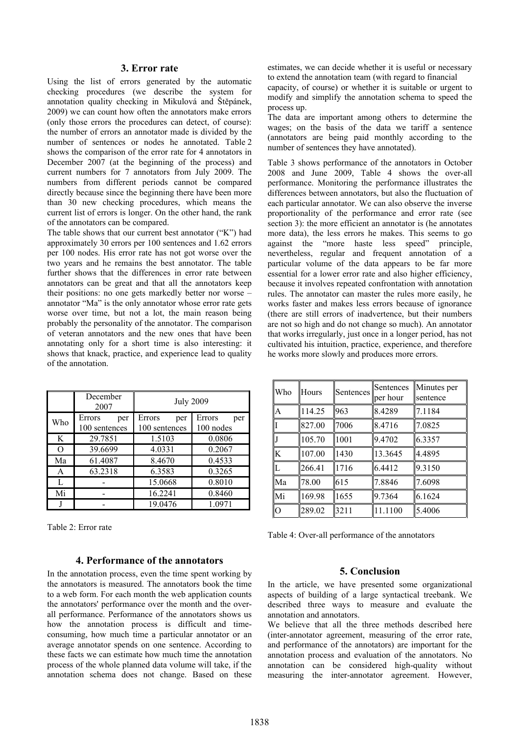## 3. Error rate

Using the list of errors generated by the automatic checking procedures (we describe the system for annotation quality checking in Mikulová and Štěpánek, 2009) we can count how often the annotators make errors (only those errors the procedures can detect, of course): the number of errors an annotator made is divided by the number of sentences or nodes he annotated. Table 2 shows the comparison of the error rate for 4 annotators in December 2007 (at the beginning of the process) and current numbers for 7 annotators from July 2009. The numbers from different periods cannot be compared directly because since the beginning there have been more than 30 new checking procedures, which means the current list of errors is longer. On the other hand, the rank of the annotators can be compared.

The table shows that our current best annotator ("K") had approximately 30 errors per 100 sentences and 1.62 errors per 100 nodes. His error rate has not got worse over the two years and he remains the best annotator. The table further shows that the differences in error rate between annotators can be great and that all the annotators keep their positions: no one gets markedly better nor worse – annotator "Ma" is the only annotator whose error rate gets worse over time, but not a lot, the main reason being probably the personality of the annotator. The comparison of veteran annotators and the new ones that have been annotating only for a short time is also interesting: it shows that knack, practice, and experience lead to quality of the annotation.

| | December 2007 | July 2009 | |
|---|---|---|---|
| Who | Errors per 100 sentences | Errors per 100 sentences | Errors per 100 nodes |
| K | 29.7851 | 1.5103 | 0.0806 |
| O | 39.6699 | 4.0331 | 0.2067 |
| Ma | 61.4087 | 8.4670 | 0.4533 |
| A | 63.2318 | 6.3583 | 0.3265 |
| L | - | 15.0668 | 0.8010 |
| Mi | - | 16.2241 | 0.8460 |
| J | - | 19.0476 | 1.0971 |

Table 2: Error rate

## 4. Performance of the annotators

In the annotation process, even the time spent working by the annotators is measured. The annotators book the time to a web form. For each month the web application counts the annotators' performance over the month and the over-all performance. Performance of the annotators shows us how the annotation process is difficult and time-consuming, how much time a particular annotator or an average annotator spends on one sentence. According to these facts we can estimate how much time the annotation process of the whole planned data volume will take, if the annotation schema does not change. Based on these estimates, we can decide whether it is useful or necessary to extend the annotation team (with regard to financial capacity, of course) or whether it is suitable or urgent to modify and simplify the annotation schema to speed the process up.

The data are important among others to determine the wages; on the basis of the data we tariff a sentence (annotators are being paid monthly according to the number of sentences they have annotated).

Table 3 shows performance of the annotators in October 2008 and June 2009, Table 4 shows the over-all performance. Monitoring the performance illustrates the differences between annotators, but also the fluctuation of each particular annotator. We can also observe the inverse proportionality of the performance and error rate (see section 3): the more efficient an annotator is (he annotates more data), the less errors he makes. This seems to go against the "more haste less speed" principle, nevertheless, regular and frequent annotation of a particular volume of the data appears to be far more essential for a lower error rate and also higher efficiency, because it involves repeated confrontation with annotation rules. The annotator can master the rules more easily, he works faster and makes less errors because of ignorance (there are still errors of inadvertence, but their numbers are not so high and do not change so much). An annotator that works irregularly, just once in a longer period, has not cultivated his intuition, practice, experience, and therefore he works more slowly and produces more errors.

| Who | Hours | Sentences | Sentences per hour | Minutes per sentence |
|---|---|---|---|---|
| A | 114.25 | 963 | 8.4289 | 7.1184 |
| I | 827.00 | 7006 | 8.4716 | 7.0825 |
| J | 105.70 | 1001 | 9.4702 | 6.3357 |
| K | 107.00 | 1430 | 13.3645 | 4.4895 |
| L | 266.41 | 1716 | 6.4412 | 9.3150 |
| Ma | 78.00 | 615 | 7.8846 | 7.6098 |
| Mi | 169.98 | 1655 | 9.7364 | 6.1624 |
| O | 289.02 | 3211 | 11.1100 | 5.4006 |

Table 4: Over-all performance of the annotators

## 5. Conclusion

In the article, we have presented some organizational aspects of building of a large syntactical treebank. We described three ways to measure and evaluate the annotation and annotators.

We believe that all the three methods described here (inter-annotator agreement, measuring of the error rate, and performance of the annotators) are important for the annotation process and evaluation of the annotators. No annotation can be considered high-quality without measuring the inter-annotator agreement. However,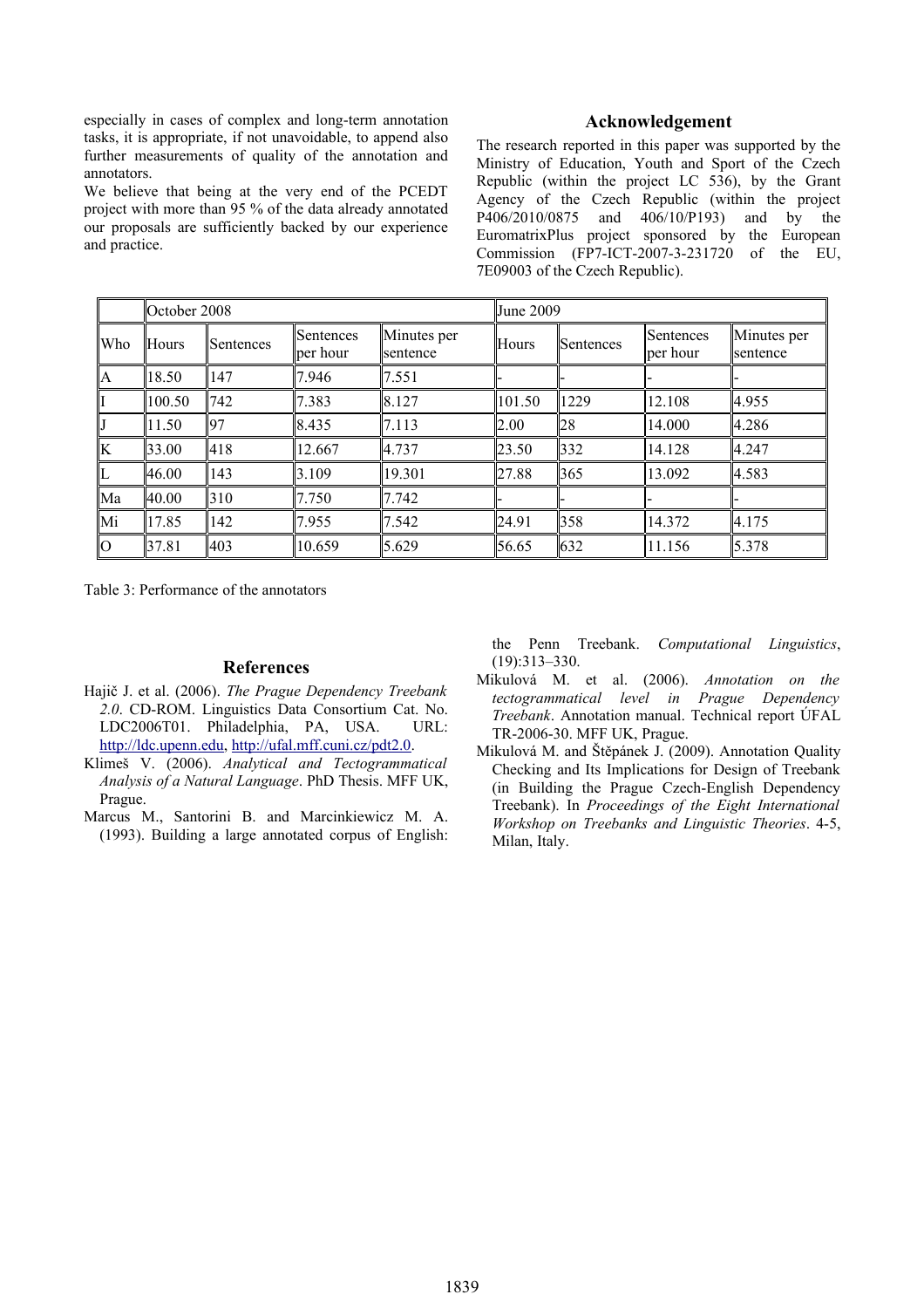especially in cases of complex and long-term annotation tasks, it is appropriate, if not unavoidable, to append also further measurements of quality of the annotation and annotators.

We believe that being at the very end of the PCEDT project with more than 95 % of the data already annotated our proposals are sufficiently backed by our experience and practice.

## Acknowledgement

The research reported in this paper was supported by the Ministry of Education, Youth and Sport of the Czech Republic (within the project LC 536), by the Grant Agency of the Czech Republic (within the project P406/2010/0875 and 406/10/P193) and by the EuromatrixPlus project sponsored by the European Commission (FP7-ICT-2007-3-231720 of the EU, 7E09003 of the Czech Republic).

| | October 2008 | | | | June 2009 | | | |
|---|---|---|---|---|---|---|---|---|
| Who | Hours | Sentences | Sentences per hour | Minutes per sentence | Hours | Sentences | Sentences per hour | Minutes per sentence |
| A | 18.50 | 147 | 7.946 | 7.551 | - | - | - | - |
| I | 100.50 | 742 | 7.383 | 8.127 | 101.50 | 1229 | 12.108 | 4.955 |
| J | 11.50 | 97 | 8.435 | 7.113 | 2.00 | 28 | 14.000 | 4.286 |
| K | 33.00 | 418 | 12.667 | 4.737 | 23.50 | 332 | 14.128 | 4.247 |
| L | 46.00 | 143 | 3.109 | 19.301 | 27.88 | 365 | 13.092 | 4.583 |
| Ma | 40.00 | 310 | 7.750 | 7.742 | - | - | - | - |
| Mi | 17.85 | 142 | 7.955 | 7.542 | 24.91 | 358 | 14.372 | 4.175 |
| O | 37.81 | 403 | 10.659 | 5.629 | 56.65 | 632 | 11.156 | 5.378 |

Table 3: Performance of the annotators

## References

Hajič J. et al. (2006). *The Prague Dependency Treebank 2.0*. CD-ROM. Linguistics Data Consortium Cat. No. LDC2006T01. Philadelphia, PA, USA. URL: http://ldc.upenn.edu, http://ufal.mff.cuni.cz/pdt2.0.

Klimeš V. (2006). *Analytical and Tectogrammatical Analysis of a Natural Language*. PhD Thesis. MFF UK, Prague.

Marcus M., Santorini B. and Marcinkiewicz M. A. (1993). Building a large annotated corpus of English: the Penn Treebank. *Computational Linguistics*, (19):313–330.

Mikulová M. et al. (2006). *Annotation on the tectogrammatical level in Prague Dependency Treebank*. Annotation manual. Technical report ÚFAL TR-2006-30. MFF UK, Prague.

Mikulová M. and Štěpánek J. (2009). Annotation Quality Checking and Its Implications for Design of Treebank (in Building the Prague Czech-English Dependency Treebank). In *Proceedings of the Eight International Workshop on Treebanks and Linguistic Theories*. 4-5, Milan, Italy.